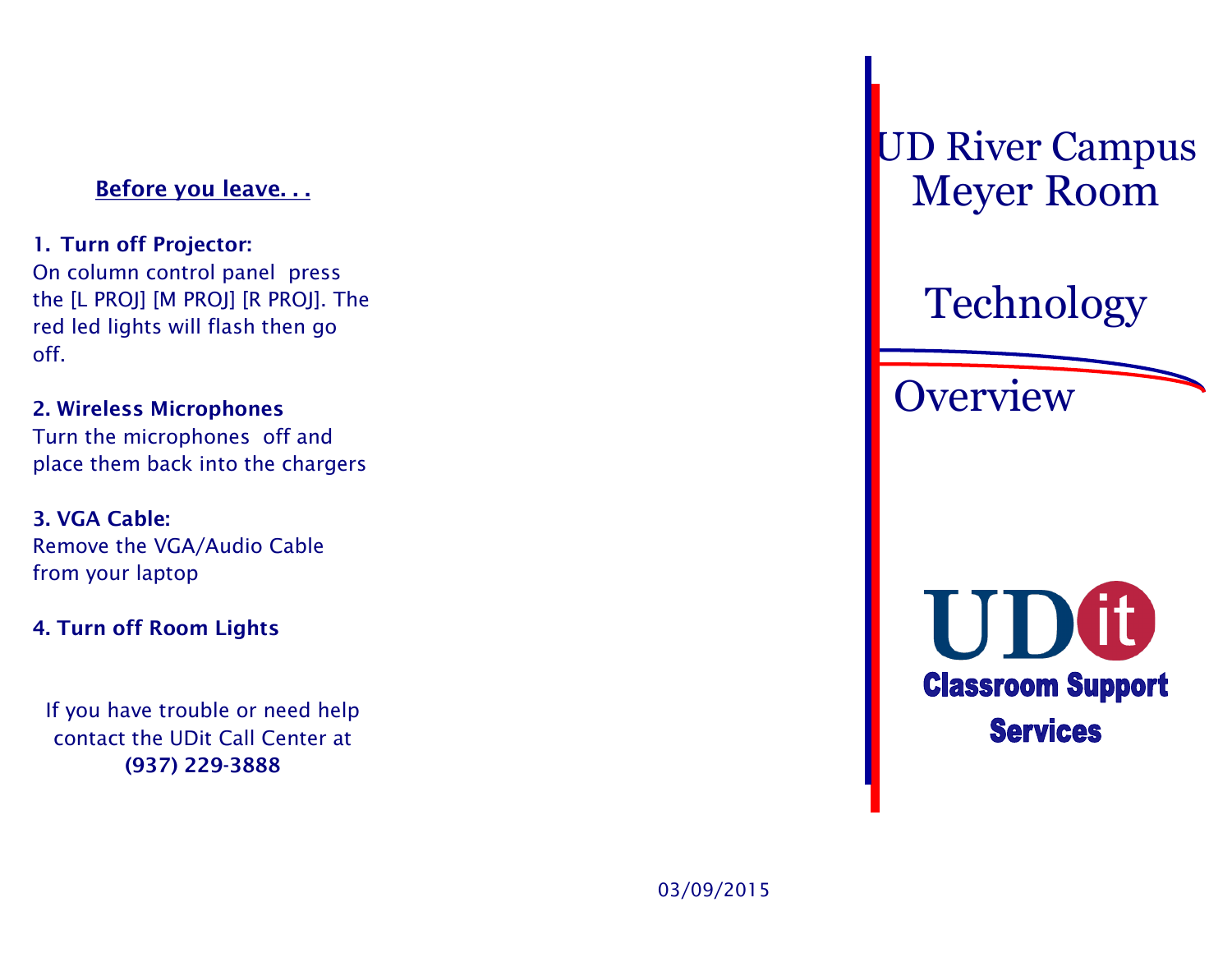**Before you leave. . .**

**1. Turn off Projector:**
On column control panel press the [L PROJ] [M PROJ] [R PROJ]. The red led lights will flash then go off.

**2. Wireless Microphones**
Turn the microphones off and place them back into the chargers

**3. VGA Cable:**
Remove the VGA/Audio Cable from your laptop

**4. Turn off Room Lights**

If you have trouble or need help contact the UDit Call Center at
**(937) 229-3888**

03/09/2015

# UD River Campus Meyer Room

# Technology

# Overview

UDit
**Classroom Support Services**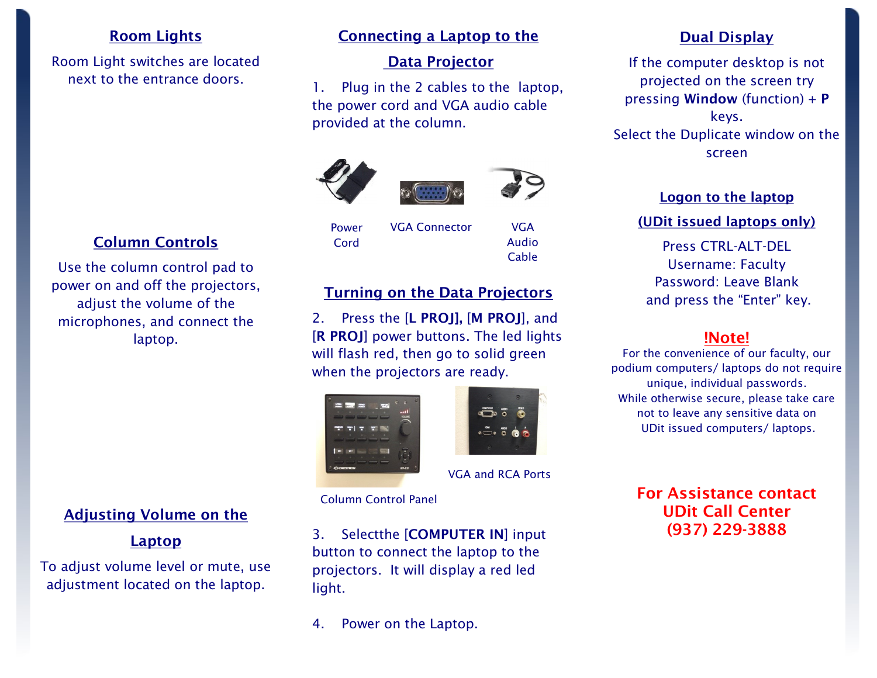## Room Lights

Room Light switches are located next to the entrance doors.

## Column Controls

Use the column control pad to power on and off the projectors, adjust the volume of the microphones, and connect the laptop.

## Adjusting Volume on the Laptop

To adjust volume level or mute, use adjustment located on the laptop.

## Connecting a Laptop to the Data Projector

1. Plug in the 2 cables to the laptop, the power cord and VGA audio cable provided at the column.

Power Cord

VGA Connector

VGA Audio Cable

## Turning on the Data Projectors

2. Press the [**L PROJ**], [**M PROJ**], and [**R PROJ**] power buttons. The led lights will flash red, then go to solid green when the projectors are ready.

Column Control Panel

VGA and RCA Ports

3. Selectthe [**COMPUTER IN**] input button to connect the laptop to the projectors. It will display a red led light.

4. Power on the Laptop.

## Dual Display

If the computer desktop is not projected on the screen try pressing **Window** (function) + **P** keys.
Select the Duplicate window on the screen

## Logon to the laptop (UDit issued laptops only)

Press CTRL-ALT-DEL
Username: Faculty
Password: Leave Blank
and press the “Enter” key.

## !Note!

For the convenience of our faculty, our podium computers/ laptops do not require unique, individual passwords.
While otherwise secure, please take care not to leave any sensitive data on UDit issued computers/ laptops.

**For Assistance contact**
**UDit Call Center**
**(937) 229-3888**